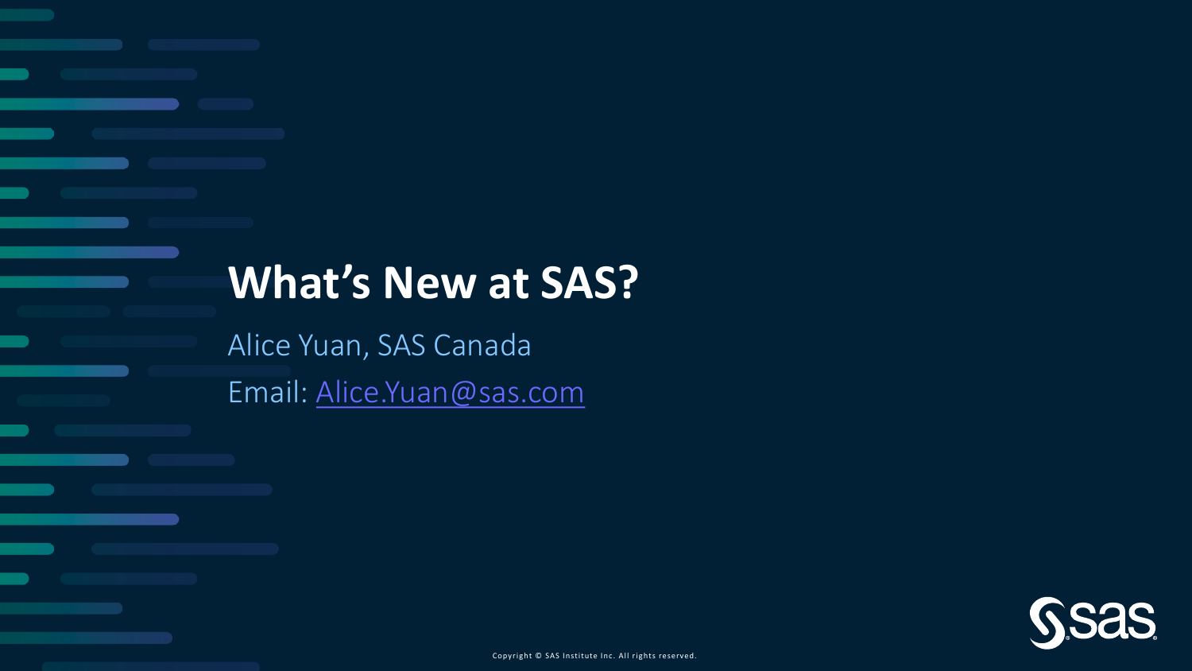# What's New at SAS?

Alice Yuan, SAS Canada

Email: Alice.Yuan@sas.com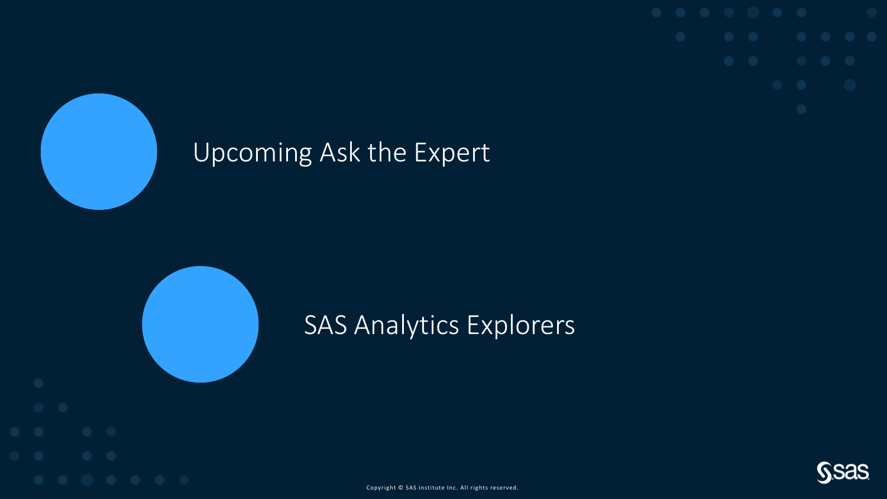## Upcoming Ask the Expert

## SAS Analytics Explorers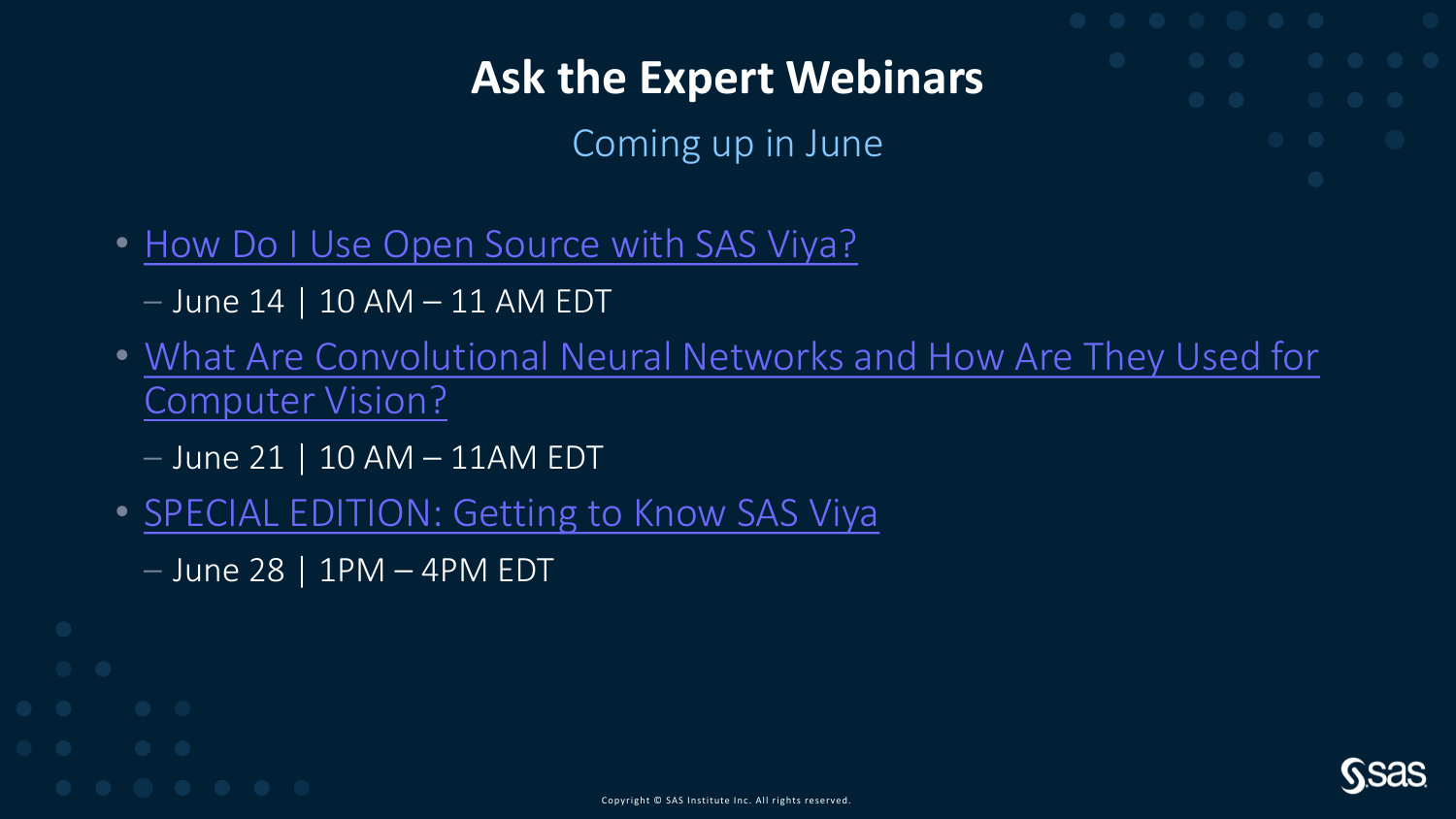# Ask the Expert Webinars

Coming up in June

- How Do I Use Open Source with SAS Viya?
  - June 14 | 10 AM – 11 AM EDT
- What Are Convolutional Neural Networks and How Are They Used for Computer Vision?
  - June 21 | 10 AM – 11AM EDT
- SPECIAL EDITION: Getting to Know SAS Viya
  - June 28 | 1PM – 4PM EDT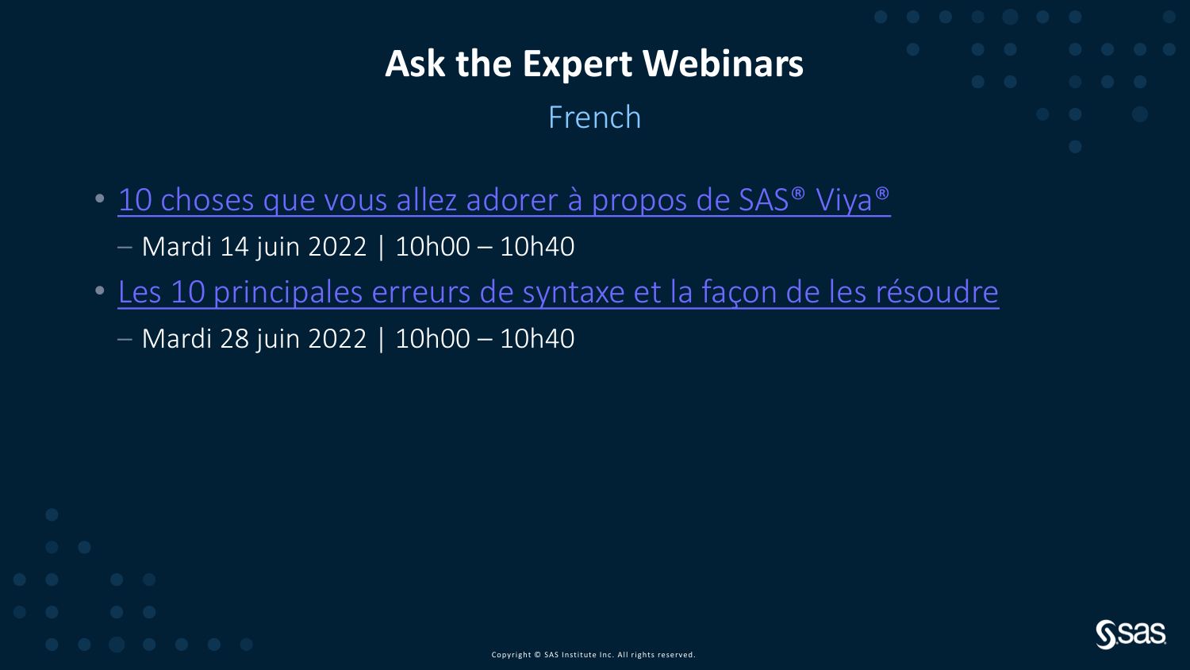# Ask the Expert Webinars

## French

- 10 choses que vous allez adorer à propos de SAS® Viya®
  - Mardi 14 juin 2022 | 10h00 – 10h40
- Les 10 principales erreurs de syntaxe et la façon de les résoudre
  - Mardi 28 juin 2022 | 10h00 – 10h40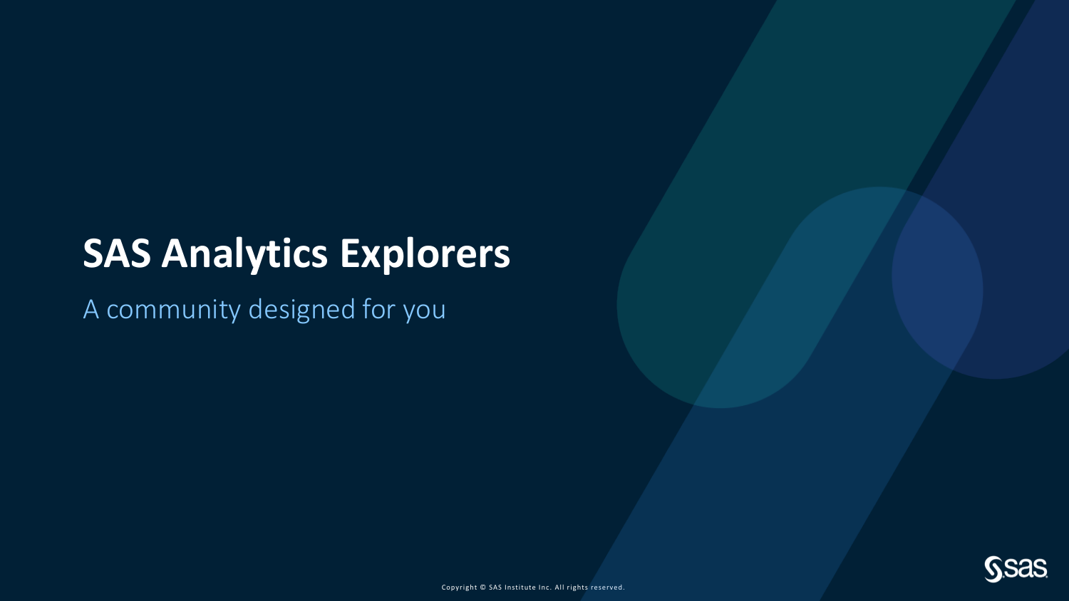# SAS Analytics Explorers

A community designed for you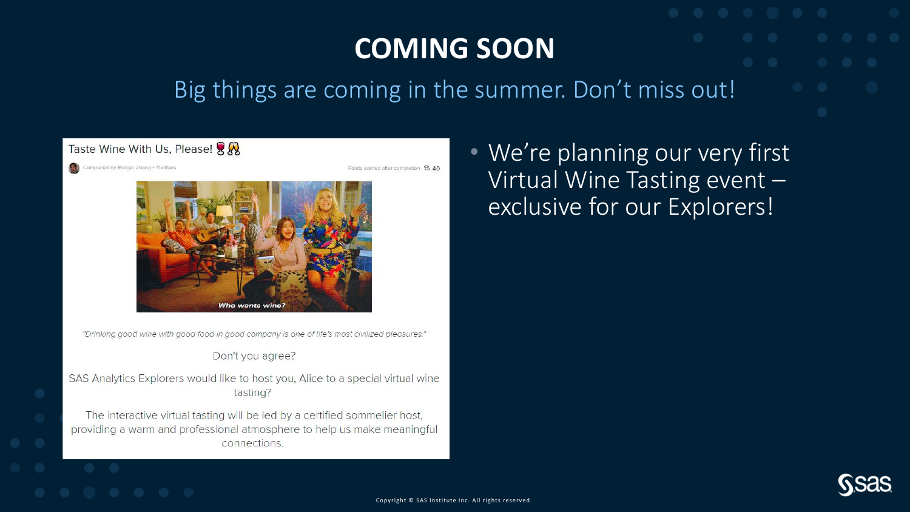# COMING SOON

## Big things are coming in the summer. Don't miss out!

Taste Wine With Us, Please! 🍷🥂

Completed by Rodger Zhang + 11 others

Points earned after completion 40

*Who wants wine?*

*"Drinking good wine with good food in good company is one of life's most civilized pleasures."*

Don't you agree?

SAS Analytics Explorers would like to host you, Alice to a special virtual wine tasting?

The interactive virtual tasting will be led by a certified sommelier host, providing a warm and professional atmosphere to help us make meaningful connections.

- We're planning our very first Virtual Wine Tasting event – exclusive for our Explorers!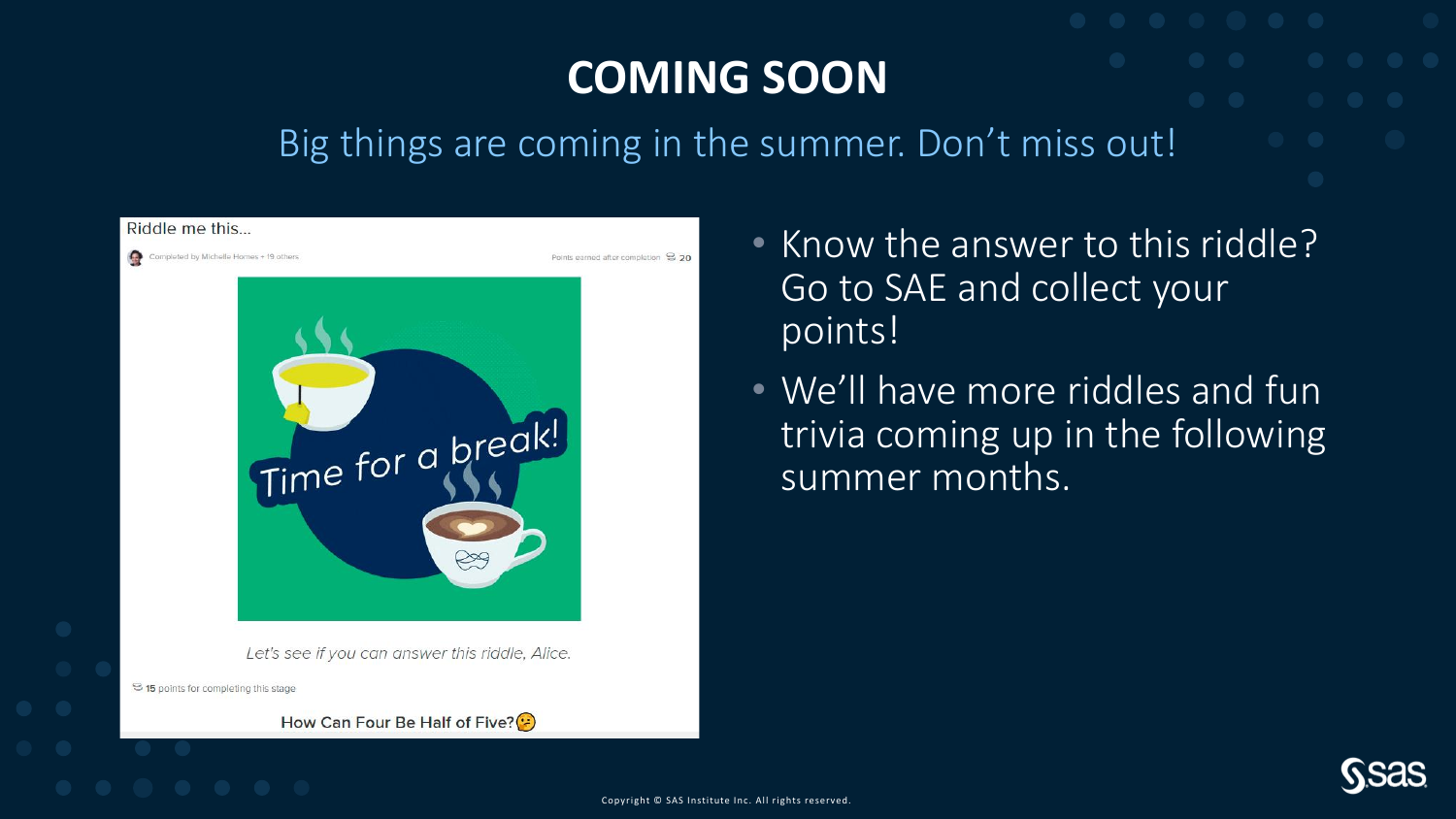# COMING SOON

Big things are coming in the summer. Don't miss out!

Riddle me this...

Completed by Michelle Homes + 19 others

Points earned after completion 20

Time for a break!

*Let's see if you can answer this riddle, Alice.*

15 points for completing this stage

How Can Four Be Half of Five?

- Know the answer to this riddle? Go to SAE and collect your points!
- We'll have more riddles and fun trivia coming up in the following summer months.

Copyright © SAS Institute Inc. All rights reserved.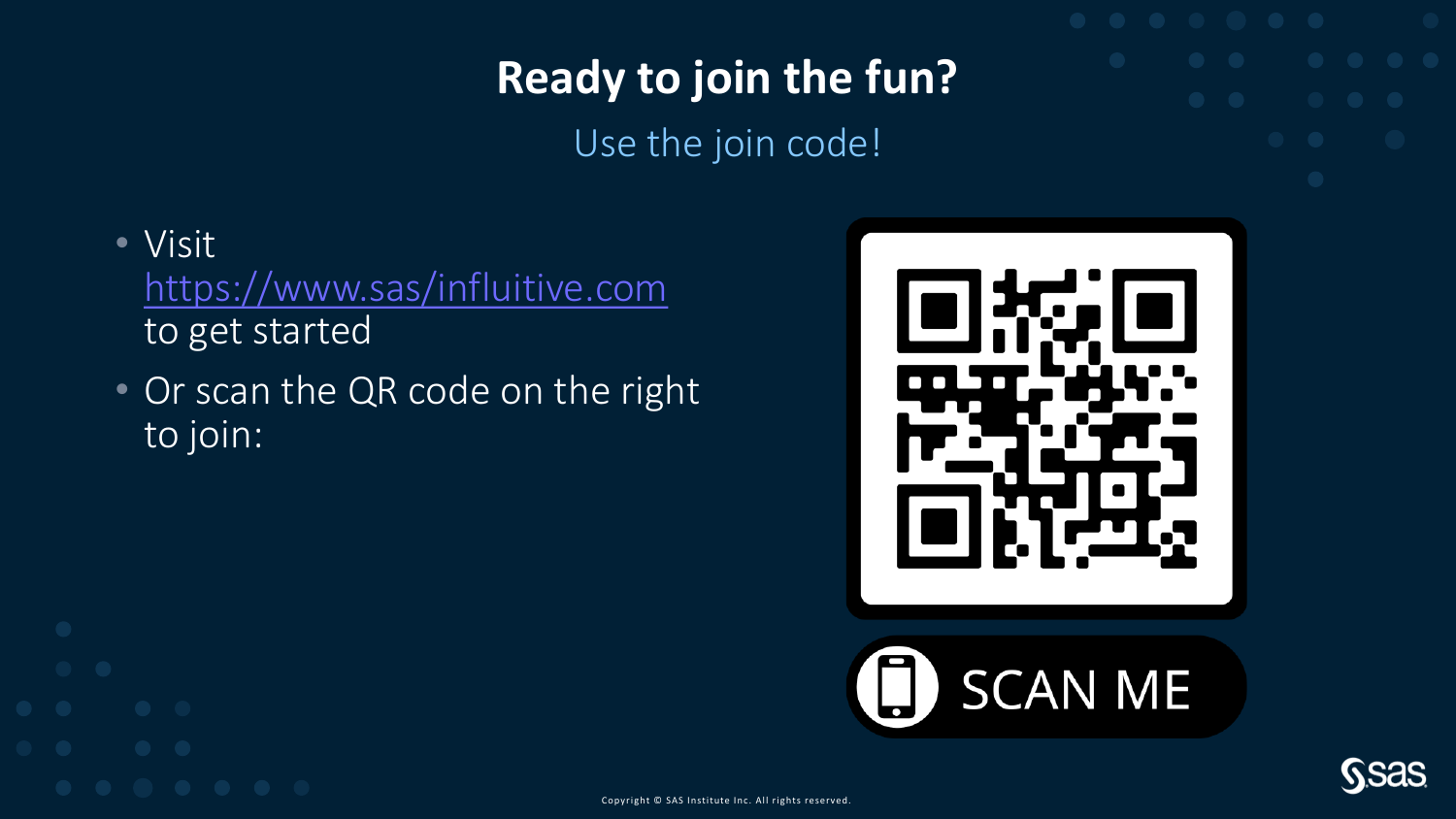# Ready to join the fun?

Use the join code!

- Visit https://www.sas/influitive.com to get started
- Or scan the QR code on the right to join:

SCAN ME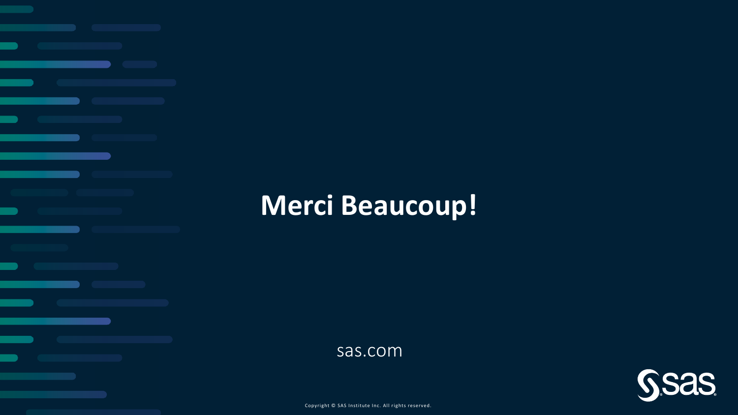# Merci Beaucoup!

sas.com

Copyright © SAS Institute Inc. All rights reserved.